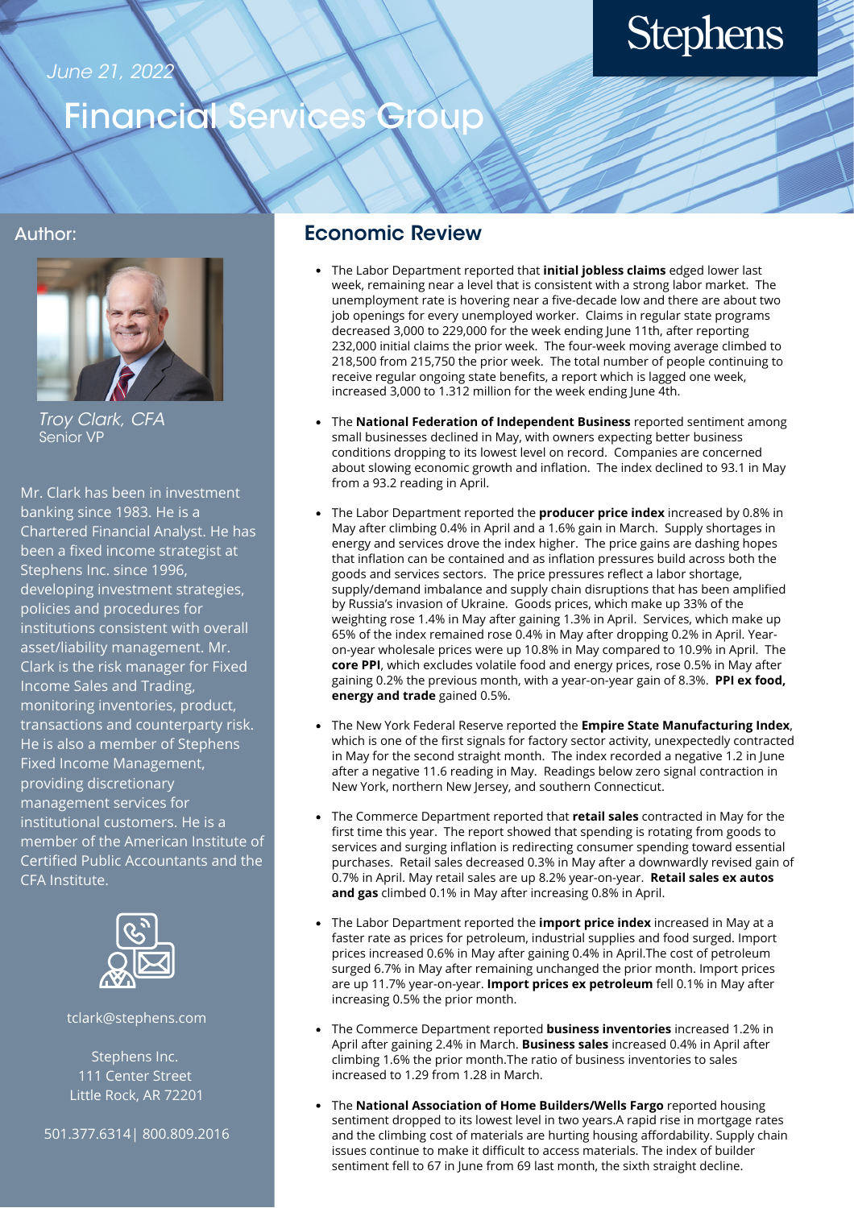June 21, 2022

# Financial Services Group

Stephens

## Author:

*Troy Clark, CFA*
Senior VP

Mr. Clark has been in investment banking since 1983. He is a Chartered Financial Analyst. He has been a fixed income strategist at Stephens Inc. since 1996, developing investment strategies, policies and procedures for institutions consistent with overall asset/liability management. Mr. Clark is the risk manager for Fixed Income Sales and Trading, monitoring inventories, product, transactions and counterparty risk. He is also a member of Stephens Fixed Income Management, providing discretionary management services for institutional customers. He is a member of the American Institute of Certified Public Accountants and the CFA Institute.

tclark@stephens.com

Stephens Inc.
111 Center Street
Little Rock, AR 72201

501.377.6314| 800.809.2016

## Economic Review

- The Labor Department reported that **initial jobless claims** edged lower last week, remaining near a level that is consistent with a strong labor market. The unemployment rate is hovering near a five-decade low and there are about two job openings for every unemployed worker. Claims in regular state programs decreased 3,000 to 229,000 for the week ending June 11th, after reporting 232,000 initial claims the prior week. The four-week moving average climbed to 218,500 from 215,750 the prior week. The total number of people continuing to receive regular ongoing state benefits, a report which is lagged one week, increased 3,000 to 1.312 million for the week ending June 4th.

- The **National Federation of Independent Business** reported sentiment among small businesses declined in May, with owners expecting better business conditions dropping to its lowest level on record. Companies are concerned about slowing economic growth and inflation. The index declined to 93.1 in May from a 93.2 reading in April.

- The Labor Department reported the **producer price index** increased by 0.8% in May after climbing 0.4% in April and a 1.6% gain in March. Supply shortages in energy and services drove the index higher. The price gains are dashing hopes that inflation can be contained and as inflation pressures build across both the goods and services sectors. The price pressures reflect a labor shortage, supply/demand imbalance and supply chain disruptions that has been amplified by Russia's invasion of Ukraine. Goods prices, which make up 33% of the weighting rose 1.4% in May after gaining 1.3% in April. Services, which make up 65% of the index remained rose 0.4% in May after dropping 0.2% in April. Year-on-year wholesale prices were up 10.8% in May compared to 10.9% in April. The **core PPI**, which excludes volatile food and energy prices, rose 0.5% in May after gaining 0.2% the previous month, with a year-on-year gain of 8.3%. **PPI ex food, energy and trade** gained 0.5%.

- The New York Federal Reserve reported the **Empire State Manufacturing Index**, which is one of the first signals for factory sector activity, unexpectedly contracted in May for the second straight month. The index recorded a negative 1.2 in June after a negative 11.6 reading in May. Readings below zero signal contraction in New York, northern New Jersey, and southern Connecticut.

- The Commerce Department reported that **retail sales** contracted in May for the first time this year. The report showed that spending is rotating from goods to services and surging inflation is redirecting consumer spending toward essential purchases. Retail sales decreased 0.3% in May after a downwardly revised gain of 0.7% in April. May retail sales are up 8.2% year-on-year. **Retail sales ex autos and gas** climbed 0.1% in May after increasing 0.8% in April.

- The Labor Department reported the **import price index** increased in May at a faster rate as prices for petroleum, industrial supplies and food surged. Import prices increased 0.6% in May after gaining 0.4% in April.The cost of petroleum surged 6.7% in May after remaining unchanged the prior month. Import prices are up 11.7% year-on-year. **Import prices ex petroleum** fell 0.1% in May after increasing 0.5% the prior month.

- The Commerce Department reported **business inventories** increased 1.2% in April after gaining 2.4% in March. **Business sales** increased 0.4% in April after climbing 1.6% the prior month.The ratio of business inventories to sales increased to 1.29 from 1.28 in March.

- The **National Association of Home Builders/Wells Fargo** reported housing sentiment dropped to its lowest level in two years.A rapid rise in mortgage rates and the climbing cost of materials are hurting housing affordability. Supply chain issues continue to make it difficult to access materials. The index of builder sentiment fell to 67 in June from 69 last month, the sixth straight decline.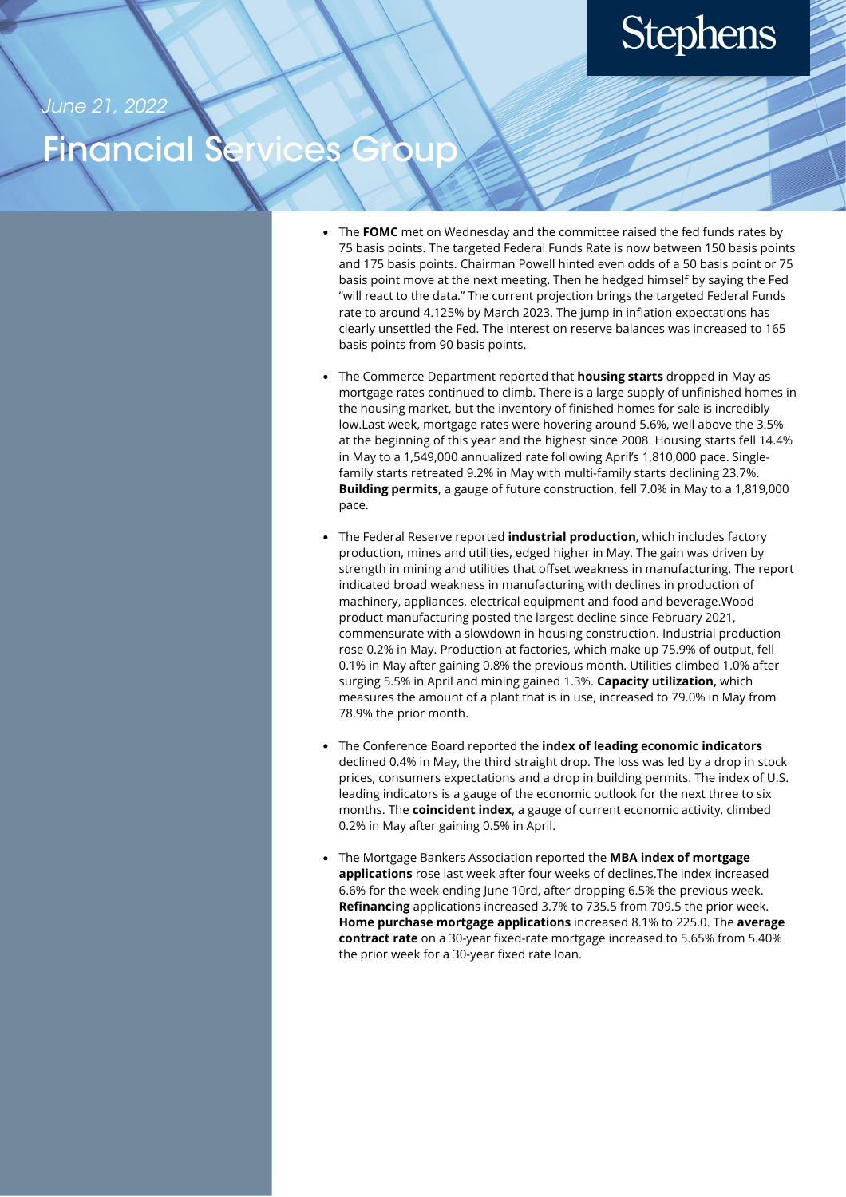*June 21, 2022*

# Financial Services Group

- The **FOMC** met on Wednesday and the committee raised the fed funds rates by 75 basis points. The targeted Federal Funds Rate is now between 150 basis points and 175 basis points. Chairman Powell hinted even odds of a 50 basis point or 75 basis point move at the next meeting. Then he hedged himself by saying the Fed "will react to the data." The current projection brings the targeted Federal Funds rate to around 4.125% by March 2023. The jump in inflation expectations has clearly unsettled the Fed. The interest on reserve balances was increased to 165 basis points from 90 basis points.

- The Commerce Department reported that **housing starts** dropped in May as mortgage rates continued to climb. There is a large supply of unfinished homes in the housing market, but the inventory of finished homes for sale is incredibly low.Last week, mortgage rates were hovering around 5.6%, well above the 3.5% at the beginning of this year and the highest since 2008. Housing starts fell 14.4% in May to a 1,549,000 annualized rate following April's 1,810,000 pace. Single-family starts retreated 9.2% in May with multi-family starts declining 23.7%. **Building permits**, a gauge of future construction, fell 7.0% in May to a 1,819,000 pace.

- The Federal Reserve reported **industrial production**, which includes factory production, mines and utilities, edged higher in May. The gain was driven by strength in mining and utilities that offset weakness in manufacturing. The report indicated broad weakness in manufacturing with declines in production of machinery, appliances, electrical equipment and food and beverage.Wood product manufacturing posted the largest decline since February 2021, commensurate with a slowdown in housing construction. Industrial production rose 0.2% in May. Production at factories, which make up 75.9% of output, fell 0.1% in May after gaining 0.8% the previous month. Utilities climbed 1.0% after surging 5.5% in April and mining gained 1.3%. **Capacity utilization,** which measures the amount of a plant that is in use, increased to 79.0% in May from 78.9% the prior month.

- The Conference Board reported the **index of leading economic indicators** declined 0.4% in May, the third straight drop. The loss was led by a drop in stock prices, consumers expectations and a drop in building permits. The index of U.S. leading indicators is a gauge of the economic outlook for the next three to six months. The **coincident index**, a gauge of current economic activity, climbed 0.2% in May after gaining 0.5% in April.

- The Mortgage Bankers Association reported the **MBA index of mortgage applications** rose last week after four weeks of declines.The index increased 6.6% for the week ending June 10rd, after dropping 6.5% the previous week. **Refinancing** applications increased 3.7% to 735.5 from 709.5 the prior week. **Home purchase mortgage applications** increased 8.1% to 225.0. The **average contract rate** on a 30-year fixed-rate mortgage increased to 5.65% from 5.40% the prior week for a 30-year fixed rate loan.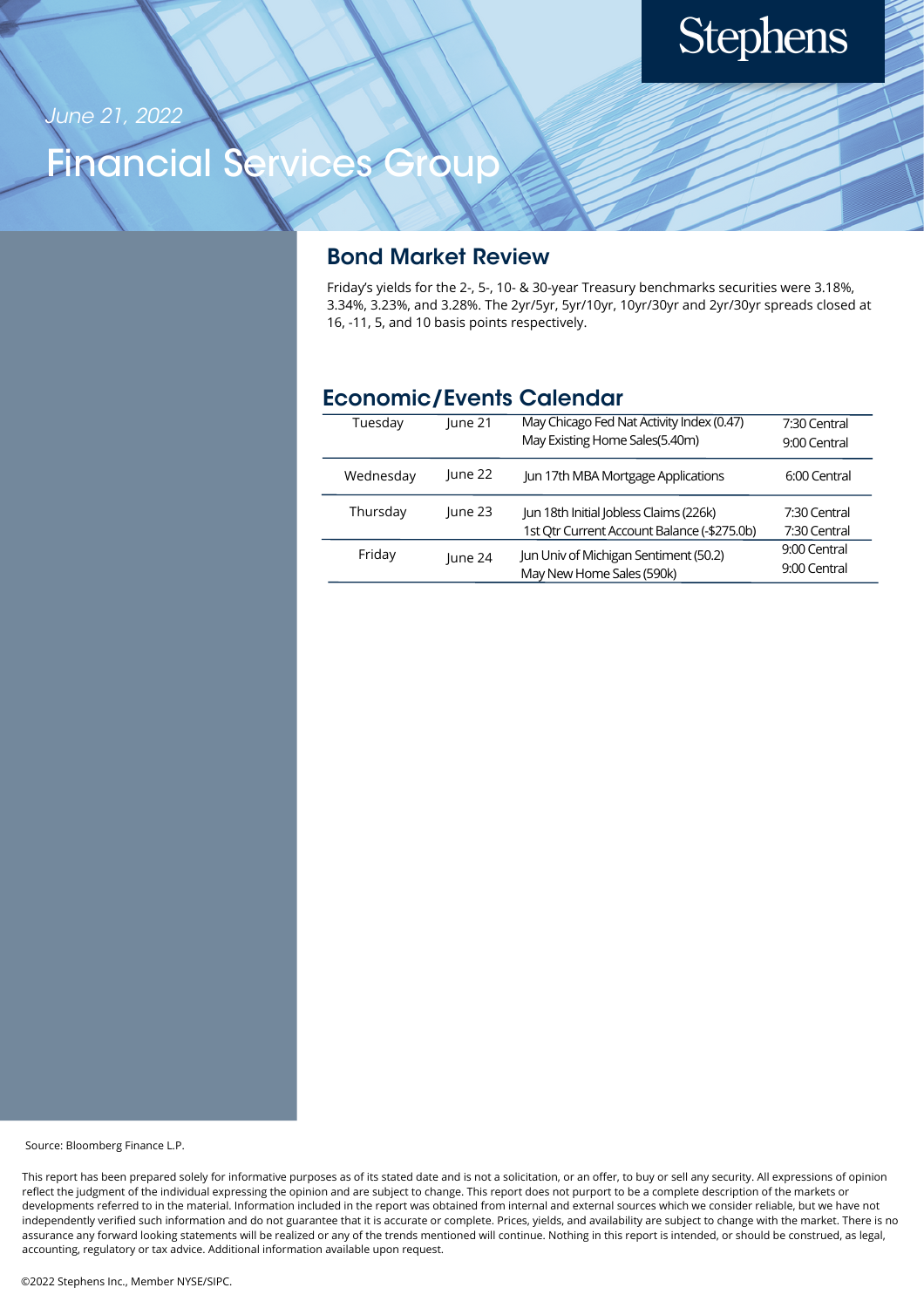June 21, 2022

Financial Services Group

Stephens

## Bond Market Review

Friday's yields for the 2-, 5-, 10- & 30-year Treasury benchmarks securities were 3.18%, 3.34%, 3.23%, and 3.28%. The 2yr/5yr, 5yr/10yr, 10yr/30yr and 2yr/30yr spreads closed at 16, -11, 5, and 10 basis points respectively.

## Economic/Events Calendar

| | | | |
|---|---|---|---|
| Tuesday | June 21 | May Chicago Fed Nat Activity Index (0.47)<br>May Existing Home Sales(5.40m) | 7:30 Central<br>9:00 Central |
| Wednesday | June 22 | Jun 17th MBA Mortgage Applications | 6:00 Central |
| Thursday | June 23 | Jun 18th Initial Jobless Claims (226k)<br>1st Qtr Current Account Balance (-$275.0b) | 7:30 Central<br>7:30 Central |
| Friday | June 24 | Jun Univ of Michigan Sentiment (50.2)<br>May New Home Sales (590k) | 9:00 Central<br>9:00 Central |

Source: Bloomberg Finance L.P.

This report has been prepared solely for informative purposes as of its stated date and is not a solicitation, or an offer, to buy or sell any security. All expressions of opinion reflect the judgment of the individual expressing the opinion and are subject to change. This report does not purport to be a complete description of the markets or developments referred to in the material. Information included in the report was obtained from internal and external sources which we consider reliable, but we have not independently verified such information and do not guarantee that it is accurate or complete. Prices, yields, and availability are subject to change with the market. There is no assurance any forward looking statements will be realized or any of the trends mentioned will continue. Nothing in this report is intended, or should be construed, as legal, accounting, regulatory or tax advice. Additional information available upon request.

©2022 Stephens Inc., Member NYSE/SIPC.